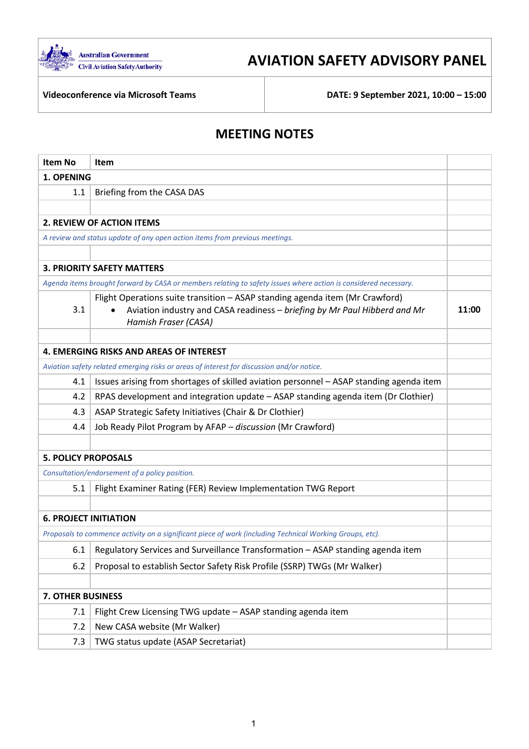Australian Government
Civil Aviation Safety Authority

# AVIATION SAFETY ADVISORY PANEL

| Videoconference via Microsoft Teams | DATE: 9 September 2021, 10:00 – 15:00 |
|---|---|

## MEETING NOTES

| Item No | Item | |
|---|---|---|
| **1. OPENING** | | |
| 1.1 | Briefing from the CASA DAS | |
| | | |
| **2. REVIEW OF ACTION ITEMS** | | |
| *A review and status update of any open action items from previous meetings.* | | |
| | | |
| **3. PRIORITY SAFETY MATTERS** | | |
| *Agenda items brought forward by CASA or members relating to safety issues where action is considered necessary.* | | |
| 3.1 | Flight Operations suite transition – ASAP standing agenda item (Mr Crawford)<br>• Aviation industry and CASA readiness – *briefing by Mr Paul Hibberd and Mr Hamish Fraser (CASA)* | **11:00** |
| | | |
| **4. EMERGING RISKS AND AREAS OF INTEREST** | | |
| *Aviation safety related emerging risks or areas of interest for discussion and/or notice.* | | |
| 4.1 | Issues arising from shortages of skilled aviation personnel – ASAP standing agenda item | |
| 4.2 | RPAS development and integration update – ASAP standing agenda item (Dr Clothier) | |
| 4.3 | ASAP Strategic Safety Initiatives (Chair & Dr Clothier) | |
| 4.4 | Job Ready Pilot Program by AFAP – *discussion* (Mr Crawford) | |
| | | |
| **5. POLICY PROPOSALS** | | |
| *Consultation/endorsement of a policy position.* | | |
| 5.1 | Flight Examiner Rating (FER) Review Implementation TWG Report | |
| | | |
| **6. PROJECT INITIATION** | | |
| *Proposals to commence activity on a significant piece of work (including Technical Working Groups, etc).* | | |
| 6.1 | Regulatory Services and Surveillance Transformation – ASAP standing agenda item | |
| 6.2 | Proposal to establish Sector Safety Risk Profile (SSRP) TWGs (Mr Walker) | |
| | | |
| **7. OTHER BUSINESS** | | |
| 7.1 | Flight Crew Licensing TWG update – ASAP standing agenda item | |
| 7.2 | New CASA website (Mr Walker) | |
| 7.3 | TWG status update (ASAP Secretariat) | |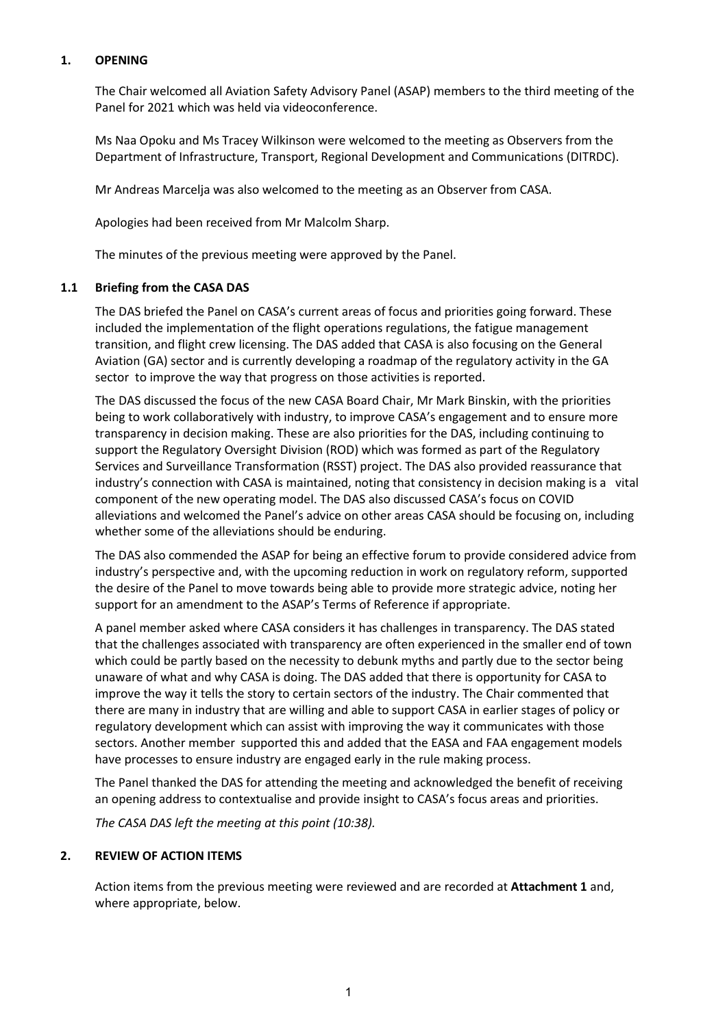## 1. OPENING

The Chair welcomed all Aviation Safety Advisory Panel (ASAP) members to the third meeting of the Panel for 2021 which was held via videoconference.

Ms Naa Opoku and Ms Tracey Wilkinson were welcomed to the meeting as Observers from the Department of Infrastructure, Transport, Regional Development and Communications (DITRDC).

Mr Andreas Marcelja was also welcomed to the meeting as an Observer from CASA.

Apologies had been received from Mr Malcolm Sharp.

The minutes of the previous meeting were approved by the Panel.

### 1.1 Briefing from the CASA DAS

The DAS briefed the Panel on CASA's current areas of focus and priorities going forward. These included the implementation of the flight operations regulations, the fatigue management transition, and flight crew licensing. The DAS added that CASA is also focusing on the General Aviation (GA) sector and is currently developing a roadmap of the regulatory activity in the GA sector to improve the way that progress on those activities is reported.

The DAS discussed the focus of the new CASA Board Chair, Mr Mark Binskin, with the priorities being to work collaboratively with industry, to improve CASA's engagement and to ensure more transparency in decision making. These are also priorities for the DAS, including continuing to support the Regulatory Oversight Division (ROD) which was formed as part of the Regulatory Services and Surveillance Transformation (RSST) project. The DAS also provided reassurance that industry's connection with CASA is maintained, noting that consistency in decision making is a vital component of the new operating model. The DAS also discussed CASA's focus on COVID alleviations and welcomed the Panel's advice on other areas CASA should be focusing on, including whether some of the alleviations should be enduring.

The DAS also commended the ASAP for being an effective forum to provide considered advice from industry's perspective and, with the upcoming reduction in work on regulatory reform, supported the desire of the Panel to move towards being able to provide more strategic advice, noting her support for an amendment to the ASAP's Terms of Reference if appropriate.

A panel member asked where CASA considers it has challenges in transparency. The DAS stated that the challenges associated with transparency are often experienced in the smaller end of town which could be partly based on the necessity to debunk myths and partly due to the sector being unaware of what and why CASA is doing. The DAS added that there is opportunity for CASA to improve the way it tells the story to certain sectors of the industry. The Chair commented that there are many in industry that are willing and able to support CASA in earlier stages of policy or regulatory development which can assist with improving the way it communicates with those sectors. Another member supported this and added that the EASA and FAA engagement models have processes to ensure industry are engaged early in the rule making process.

The Panel thanked the DAS for attending the meeting and acknowledged the benefit of receiving an opening address to contextualise and provide insight to CASA's focus areas and priorities.

*The CASA DAS left the meeting at this point (10:38).*

## 2. REVIEW OF ACTION ITEMS

Action items from the previous meeting were reviewed and are recorded at **Attachment 1** and, where appropriate, below.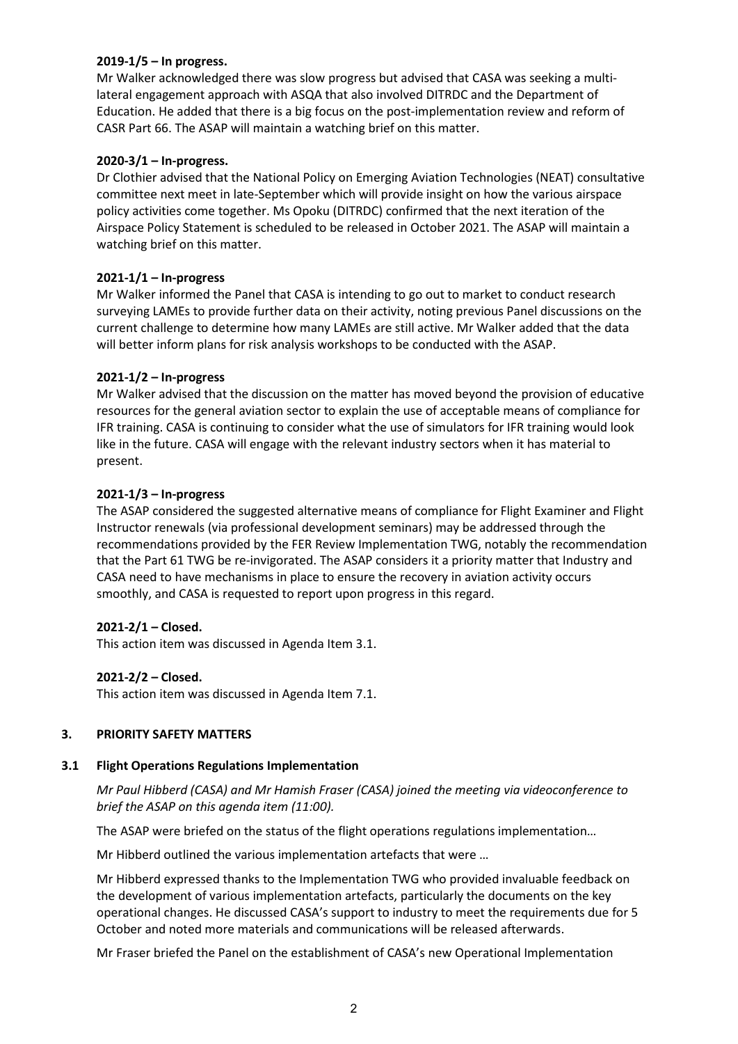**2019-1/5 – In progress.**

Mr Walker acknowledged there was slow progress but advised that CASA was seeking a multi-lateral engagement approach with ASQA that also involved DITRDC and the Department of Education. He added that there is a big focus on the post-implementation review and reform of CASR Part 66. The ASAP will maintain a watching brief on this matter.

**2020-3/1 – In-progress.**

Dr Clothier advised that the National Policy on Emerging Aviation Technologies (NEAT) consultative committee next meet in late-September which will provide insight on how the various airspace policy activities come together. Ms Opoku (DITRDC) confirmed that the next iteration of the Airspace Policy Statement is scheduled to be released in October 2021. The ASAP will maintain a watching brief on this matter.

**2021-1/1 – In-progress**

Mr Walker informed the Panel that CASA is intending to go out to market to conduct research surveying LAMEs to provide further data on their activity, noting previous Panel discussions on the current challenge to determine how many LAMEs are still active. Mr Walker added that the data will better inform plans for risk analysis workshops to be conducted with the ASAP.

**2021-1/2 – In-progress**

Mr Walker advised that the discussion on the matter has moved beyond the provision of educative resources for the general aviation sector to explain the use of acceptable means of compliance for IFR training. CASA is continuing to consider what the use of simulators for IFR training would look like in the future. CASA will engage with the relevant industry sectors when it has material to present.

**2021-1/3 – In-progress**

The ASAP considered the suggested alternative means of compliance for Flight Examiner and Flight Instructor renewals (via professional development seminars) may be addressed through the recommendations provided by the FER Review Implementation TWG, notably the recommendation that the Part 61 TWG be re-invigorated. The ASAP considers it a priority matter that Industry and CASA need to have mechanisms in place to ensure the recovery in aviation activity occurs smoothly, and CASA is requested to report upon progress in this regard.

**2021-2/1 – Closed.**

This action item was discussed in Agenda Item 3.1.

**2021-2/2 – Closed.**

This action item was discussed in Agenda Item 7.1.

## 3. PRIORITY SAFETY MATTERS

### 3.1 Flight Operations Regulations Implementation

*Mr Paul Hibberd (CASA) and Mr Hamish Fraser (CASA) joined the meeting via videoconference to brief the ASAP on this agenda item (11:00).*

The ASAP were briefed on the status of the flight operations regulations implementation…

Mr Hibberd outlined the various implementation artefacts that were …

Mr Hibberd expressed thanks to the Implementation TWG who provided invaluable feedback on the development of various implementation artefacts, particularly the documents on the key operational changes. He discussed CASA's support to industry to meet the requirements due for 5 October and noted more materials and communications will be released afterwards.

Mr Fraser briefed the Panel on the establishment of CASA's new Operational Implementation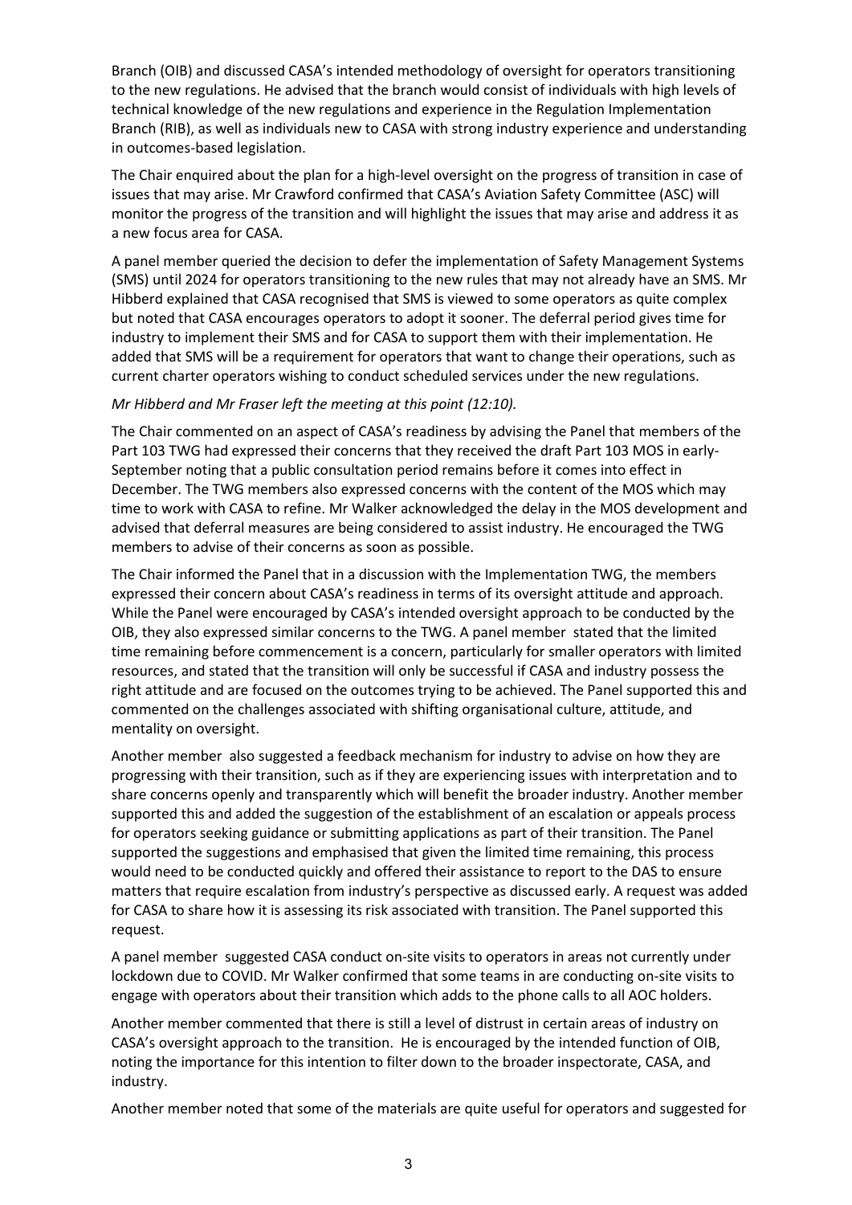Branch (OIB) and discussed CASA's intended methodology of oversight for operators transitioning to the new regulations. He advised that the branch would consist of individuals with high levels of technical knowledge of the new regulations and experience in the Regulation Implementation Branch (RIB), as well as individuals new to CASA with strong industry experience and understanding in outcomes-based legislation.

The Chair enquired about the plan for a high-level oversight on the progress of transition in case of issues that may arise. Mr Crawford confirmed that CASA's Aviation Safety Committee (ASC) will monitor the progress of the transition and will highlight the issues that may arise and address it as a new focus area for CASA.

A panel member queried the decision to defer the implementation of Safety Management Systems (SMS) until 2024 for operators transitioning to the new rules that may not already have an SMS. Mr Hibberd explained that CASA recognised that SMS is viewed to some operators as quite complex but noted that CASA encourages operators to adopt it sooner. The deferral period gives time for industry to implement their SMS and for CASA to support them with their implementation. He added that SMS will be a requirement for operators that want to change their operations, such as current charter operators wishing to conduct scheduled services under the new regulations.

*Mr Hibberd and Mr Fraser left the meeting at this point (12:10).*

The Chair commented on an aspect of CASA's readiness by advising the Panel that members of the Part 103 TWG had expressed their concerns that they received the draft Part 103 MOS in early-September noting that a public consultation period remains before it comes into effect in December. The TWG members also expressed concerns with the content of the MOS which may time to work with CASA to refine. Mr Walker acknowledged the delay in the MOS development and advised that deferral measures are being considered to assist industry. He encouraged the TWG members to advise of their concerns as soon as possible.

The Chair informed the Panel that in a discussion with the Implementation TWG, the members expressed their concern about CASA's readiness in terms of its oversight attitude and approach. While the Panel were encouraged by CASA's intended oversight approach to be conducted by the OIB, they also expressed similar concerns to the TWG. A panel member stated that the limited time remaining before commencement is a concern, particularly for smaller operators with limited resources, and stated that the transition will only be successful if CASA and industry possess the right attitude and are focused on the outcomes trying to be achieved. The Panel supported this and commented on the challenges associated with shifting organisational culture, attitude, and mentality on oversight.

Another member also suggested a feedback mechanism for industry to advise on how they are progressing with their transition, such as if they are experiencing issues with interpretation and to share concerns openly and transparently which will benefit the broader industry. Another member supported this and added the suggestion of the establishment of an escalation or appeals process for operators seeking guidance or submitting applications as part of their transition. The Panel supported the suggestions and emphasised that given the limited time remaining, this process would need to be conducted quickly and offered their assistance to report to the DAS to ensure matters that require escalation from industry's perspective as discussed early. A request was added for CASA to share how it is assessing its risk associated with transition. The Panel supported this request.

A panel member suggested CASA conduct on-site visits to operators in areas not currently under lockdown due to COVID. Mr Walker confirmed that some teams in are conducting on-site visits to engage with operators about their transition which adds to the phone calls to all AOC holders.

Another member commented that there is still a level of distrust in certain areas of industry on CASA's oversight approach to the transition. He is encouraged by the intended function of OIB, noting the importance for this intention to filter down to the broader inspectorate, CASA, and industry.

Another member noted that some of the materials are quite useful for operators and suggested for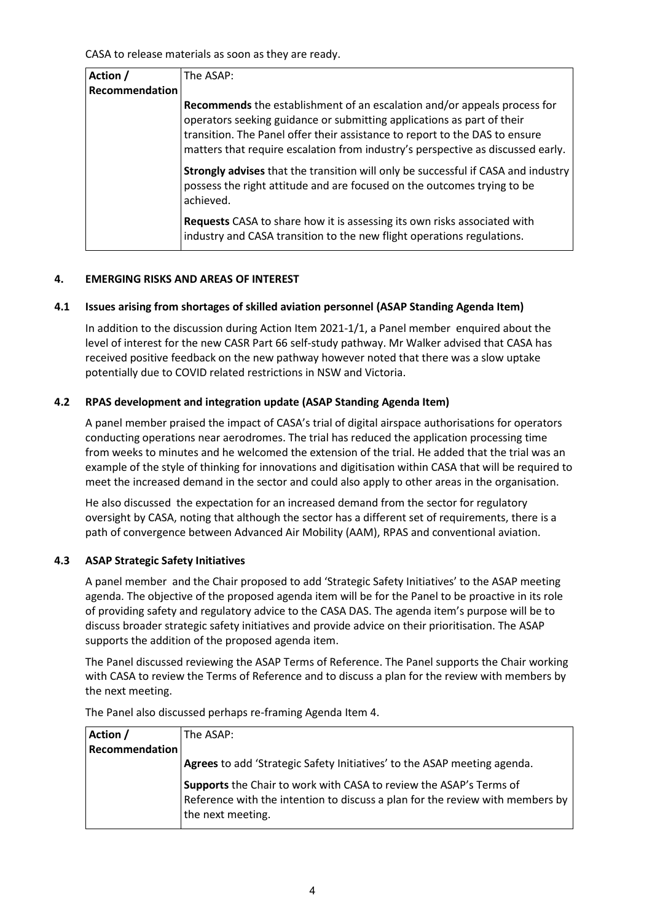CASA to release materials as soon as they are ready.

| Action / Recommendation | The ASAP: |
|---|---|
| | **Recommends** the establishment of an escalation and/or appeals process for operators seeking guidance or submitting applications as part of their transition. The Panel offer their assistance to report to the DAS to ensure matters that require escalation from industry's perspective as discussed early. |
| | **Strongly advises** that the transition will only be successful if CASA and industry possess the right attitude and are focused on the outcomes trying to be achieved. |
| | **Requests** CASA to share how it is assessing its own risks associated with industry and CASA transition to the new flight operations regulations. |

## 4. EMERGING RISKS AND AREAS OF INTEREST

### 4.1 Issues arising from shortages of skilled aviation personnel (ASAP Standing Agenda Item)

In addition to the discussion during Action Item 2021-1/1, a Panel member enquired about the level of interest for the new CASR Part 66 self-study pathway. Mr Walker advised that CASA has received positive feedback on the new pathway however noted that there was a slow uptake potentially due to COVID related restrictions in NSW and Victoria.

### 4.2 RPAS development and integration update (ASAP Standing Agenda Item)

A panel member praised the impact of CASA's trial of digital airspace authorisations for operators conducting operations near aerodromes. The trial has reduced the application processing time from weeks to minutes and he welcomed the extension of the trial. He added that the trial was an example of the style of thinking for innovations and digitisation within CASA that will be required to meet the increased demand in the sector and could also apply to other areas in the organisation.

He also discussed the expectation for an increased demand from the sector for regulatory oversight by CASA, noting that although the sector has a different set of requirements, there is a path of convergence between Advanced Air Mobility (AAM), RPAS and conventional aviation.

### 4.3 ASAP Strategic Safety Initiatives

A panel member and the Chair proposed to add 'Strategic Safety Initiatives' to the ASAP meeting agenda. The objective of the proposed agenda item will be for the Panel to be proactive in its role of providing safety and regulatory advice to the CASA DAS. The agenda item's purpose will be to discuss broader strategic safety initiatives and provide advice on their prioritisation. The ASAP supports the addition of the proposed agenda item.

The Panel discussed reviewing the ASAP Terms of Reference. The Panel supports the Chair working with CASA to review the Terms of Reference and to discuss a plan for the review with members by the next meeting.

The Panel also discussed perhaps re-framing Agenda Item 4.

| Action / Recommendation | The ASAP: |
|---|---|
| | **Agrees** to add 'Strategic Safety Initiatives' to the ASAP meeting agenda. |
| | **Supports** the Chair to work with CASA to review the ASAP's Terms of Reference with the intention to discuss a plan for the review with members by the next meeting. |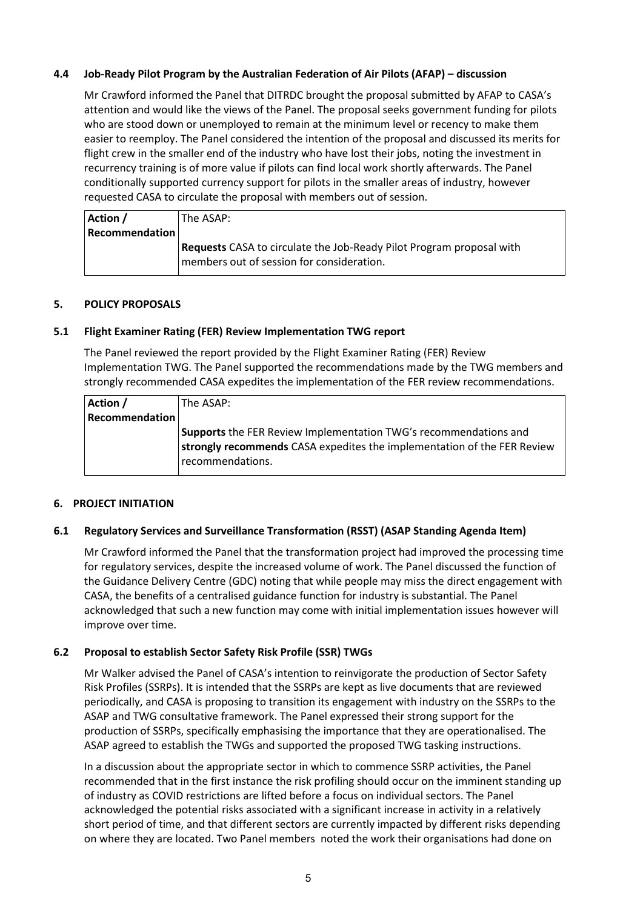### 4.4 Job-Ready Pilot Program by the Australian Federation of Air Pilots (AFAP) – discussion

Mr Crawford informed the Panel that DITRDC brought the proposal submitted by AFAP to CASA's attention and would like the views of the Panel. The proposal seeks government funding for pilots who are stood down or unemployed to remain at the minimum level or recency to make them easier to reemploy. The Panel considered the intention of the proposal and discussed its merits for flight crew in the smaller end of the industry who have lost their jobs, noting the investment in recurrency training is of more value if pilots can find local work shortly afterwards. The Panel conditionally supported currency support for pilots in the smaller areas of industry, however requested CASA to circulate the proposal with members out of session.

| **Action / Recommendation** | The ASAP:<br><br>**Requests** CASA to circulate the Job-Ready Pilot Program proposal with members out of session for consideration. |
|---|---|

## 5. POLICY PROPOSALS

### 5.1 Flight Examiner Rating (FER) Review Implementation TWG report

The Panel reviewed the report provided by the Flight Examiner Rating (FER) Review Implementation TWG. The Panel supported the recommendations made by the TWG members and strongly recommended CASA expedites the implementation of the FER review recommendations.

| **Action / Recommendation** | The ASAP:<br><br>**Supports** the FER Review Implementation TWG's recommendations and **strongly recommends** CASA expedites the implementation of the FER Review recommendations. |
|---|---|

## 6. PROJECT INITIATION

### 6.1 Regulatory Services and Surveillance Transformation (RSST) (ASAP Standing Agenda Item)

Mr Crawford informed the Panel that the transformation project had improved the processing time for regulatory services, despite the increased volume of work. The Panel discussed the function of the Guidance Delivery Centre (GDC) noting that while people may miss the direct engagement with CASA, the benefits of a centralised guidance function for industry is substantial. The Panel acknowledged that such a new function may come with initial implementation issues however will improve over time.

### 6.2 Proposal to establish Sector Safety Risk Profile (SSR) TWGs

Mr Walker advised the Panel of CASA's intention to reinvigorate the production of Sector Safety Risk Profiles (SSRPs). It is intended that the SSRPs are kept as live documents that are reviewed periodically, and CASA is proposing to transition its engagement with industry on the SSRPs to the ASAP and TWG consultative framework. The Panel expressed their strong support for the production of SSRPs, specifically emphasising the importance that they are operationalised. The ASAP agreed to establish the TWGs and supported the proposed TWG tasking instructions.

In a discussion about the appropriate sector in which to commence SSRP activities, the Panel recommended that in the first instance the risk profiling should occur on the imminent standing up of industry as COVID restrictions are lifted before a focus on individual sectors. The Panel acknowledged the potential risks associated with a significant increase in activity in a relatively short period of time, and that different sectors are currently impacted by different risks depending on where they are located. Two Panel members noted the work their organisations had done on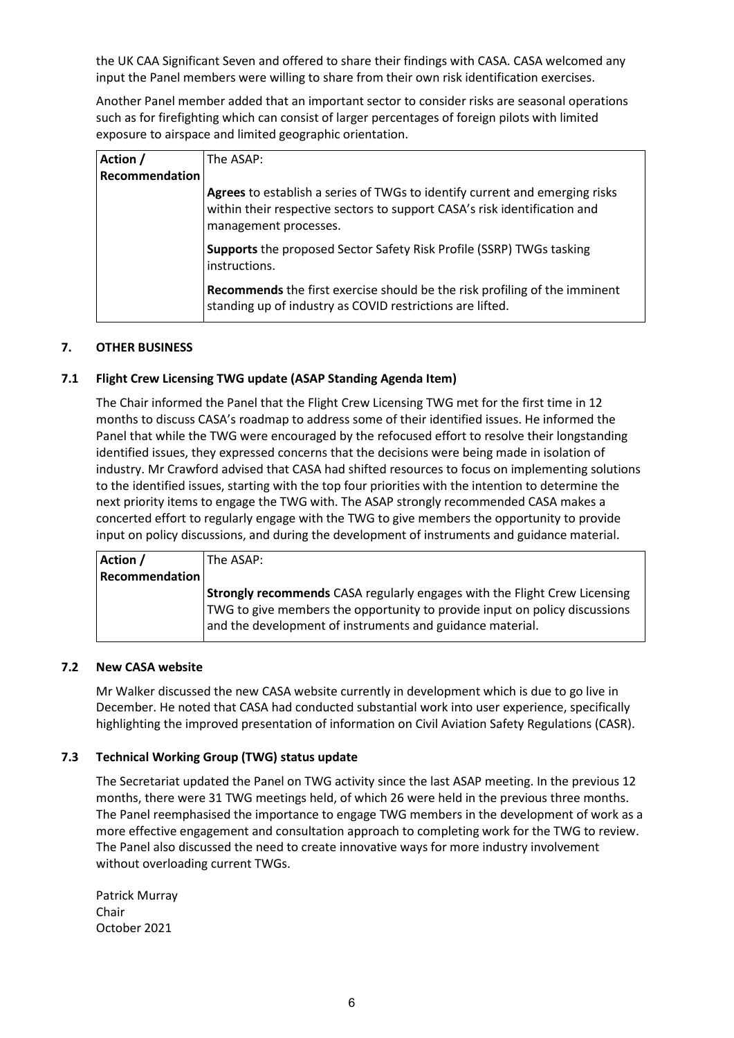the UK CAA Significant Seven and offered to share their findings with CASA. CASA welcomed any input the Panel members were willing to share from their own risk identification exercises.

Another Panel member added that an important sector to consider risks are seasonal operations such as for firefighting which can consist of larger percentages of foreign pilots with limited exposure to airspace and limited geographic orientation.

| Action / Recommendation | The ASAP: |
|---|---|
| | **Agrees** to establish a series of TWGs to identify current and emerging risks within their respective sectors to support CASA's risk identification and management processes. |
| | **Supports** the proposed Sector Safety Risk Profile (SSRP) TWGs tasking instructions. |
| | **Recommends** the first exercise should be the risk profiling of the imminent standing up of industry as COVID restrictions are lifted. |

## 7. OTHER BUSINESS

### 7.1 Flight Crew Licensing TWG update (ASAP Standing Agenda Item)

The Chair informed the Panel that the Flight Crew Licensing TWG met for the first time in 12 months to discuss CASA's roadmap to address some of their identified issues. He informed the Panel that while the TWG were encouraged by the refocused effort to resolve their longstanding identified issues, they expressed concerns that the decisions were being made in isolation of industry. Mr Crawford advised that CASA had shifted resources to focus on implementing solutions to the identified issues, starting with the top four priorities with the intention to determine the next priority items to engage the TWG with. The ASAP strongly recommended CASA makes a concerted effort to regularly engage with the TWG to give members the opportunity to provide input on policy discussions, and during the development of instruments and guidance material.

| Action / Recommendation | The ASAP: |
|---|---|
| | **Strongly recommends** CASA regularly engages with the Flight Crew Licensing TWG to give members the opportunity to provide input on policy discussions and the development of instruments and guidance material. |

### 7.2 New CASA website

Mr Walker discussed the new CASA website currently in development which is due to go live in December. He noted that CASA had conducted substantial work into user experience, specifically highlighting the improved presentation of information on Civil Aviation Safety Regulations (CASR).

### 7.3 Technical Working Group (TWG) status update

The Secretariat updated the Panel on TWG activity since the last ASAP meeting. In the previous 12 months, there were 31 TWG meetings held, of which 26 were held in the previous three months. The Panel reemphasised the importance to engage TWG members in the development of work as a more effective engagement and consultation approach to completing work for the TWG to review. The Panel also discussed the need to create innovative ways for more industry involvement without overloading current TWGs.

Patrick Murray
Chair
October 2021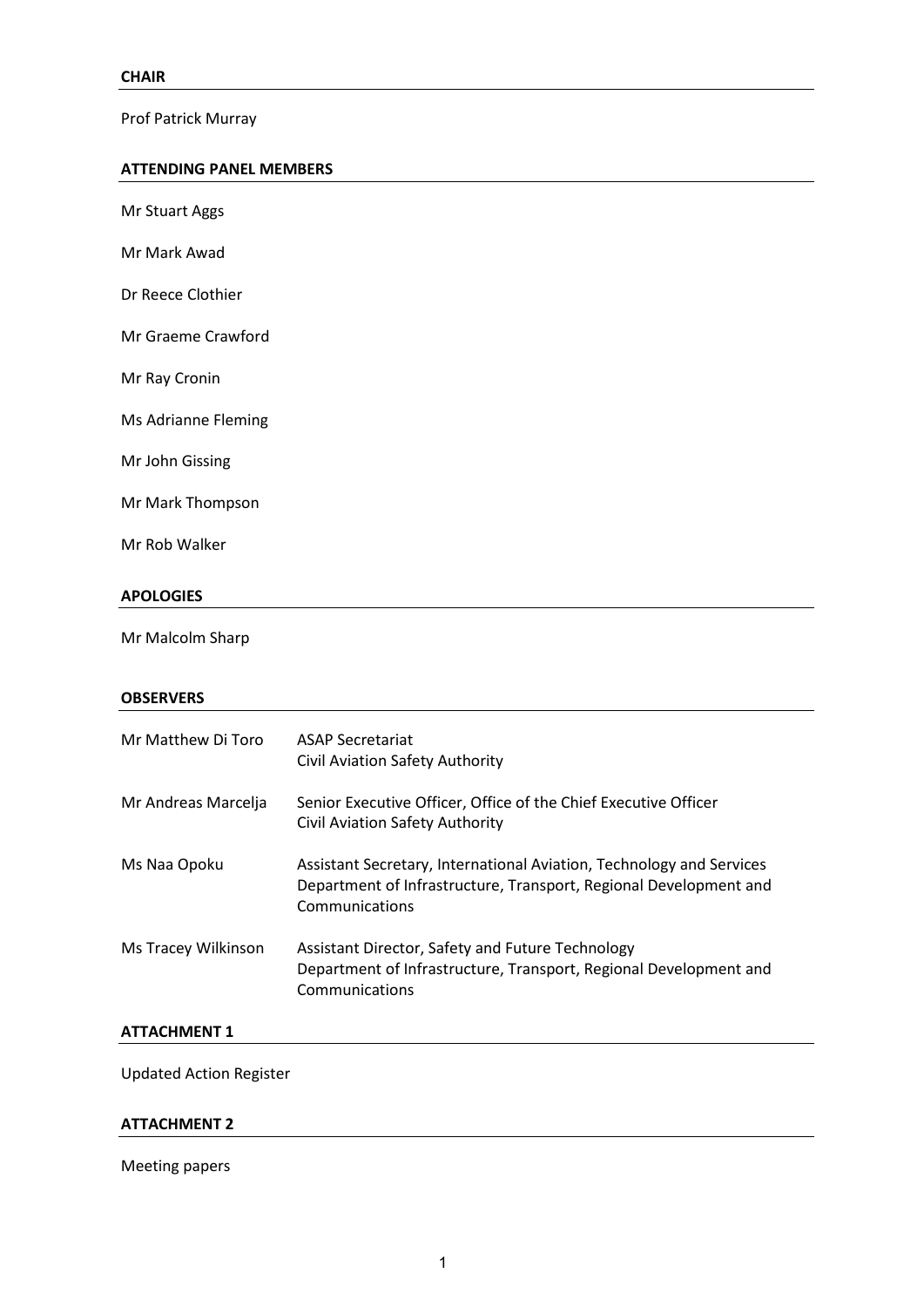## CHAIR

Prof Patrick Murray

## ATTENDING PANEL MEMBERS

Mr Stuart Aggs

Mr Mark Awad

Dr Reece Clothier

Mr Graeme Crawford

Mr Ray Cronin

Ms Adrianne Fleming

Mr John Gissing

Mr Mark Thompson

Mr Rob Walker

## APOLOGIES

Mr Malcolm Sharp

## OBSERVERS

| | |
|---|---|
| Mr Matthew Di Toro | ASAP Secretariat<br>Civil Aviation Safety Authority |
| Mr Andreas Marcelja | Senior Executive Officer, Office of the Chief Executive Officer<br>Civil Aviation Safety Authority |
| Ms Naa Opoku | Assistant Secretary, International Aviation, Technology and Services<br>Department of Infrastructure, Transport, Regional Development and Communications |
| Ms Tracey Wilkinson | Assistant Director, Safety and Future Technology<br>Department of Infrastructure, Transport, Regional Development and Communications |

## ATTACHMENT 1

Updated Action Register

## ATTACHMENT 2

Meeting papers